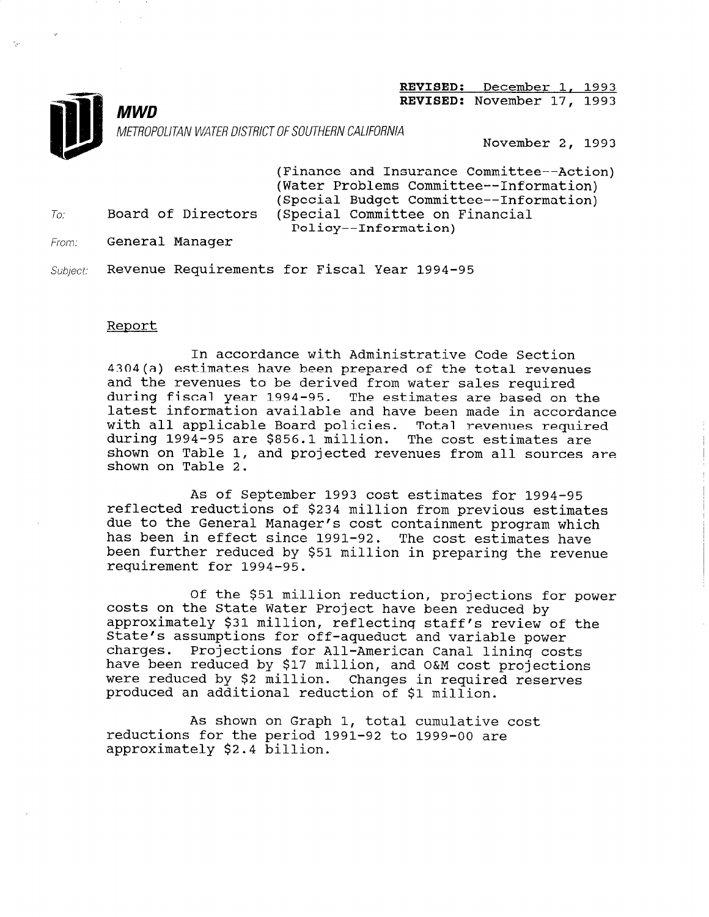**REVISED:** December 1, 1993
**REVISED:** November 17, 1993

**MWD**

METROPOLITAN WATER DISTRICT OF SOUTHERN CALIFORNIA

November 2, 1993

(Finance and Insurance Committee--Action)
(Water Problems Committee--Information)
(Special Budget Committee--Information)
(Special Committee on Financial Policy--Information)

To: Board of Directors

From: General Manager

Subject: Revenue Requirements for Fiscal Year 1994-95

## Report

In accordance with Administrative Code Section 4304(a) estimates have been prepared of the total revenues and the revenues to be derived from water sales required during fiscal year 1994-95. The estimates are based on the latest information available and have been made in accordance with all applicable Board policies. Total revenues required during 1994-95 are $856.1 million. The cost estimates are shown on Table 1, and projected revenues from all sources are shown on Table 2.

As of September 1993 cost estimates for 1994-95 reflected reductions of $234 million from previous estimates due to the General Manager's cost containment program which has been in effect since 1991-92. The cost estimates have been further reduced by $51 million in preparing the revenue requirement for 1994-95.

Of the $51 million reduction, projections for power costs on the State Water Project have been reduced by approximately $31 million, reflecting staff's review of the State's assumptions for off-aqueduct and variable power charges. Projections for All-American Canal lining costs have been reduced by $17 million, and O&M cost projections were reduced by $2 million. Changes in required reserves produced an additional reduction of $1 million.

As shown on Graph 1, total cumulative cost reductions for the period 1991-92 to 1999-00 are approximately $2.4 billion.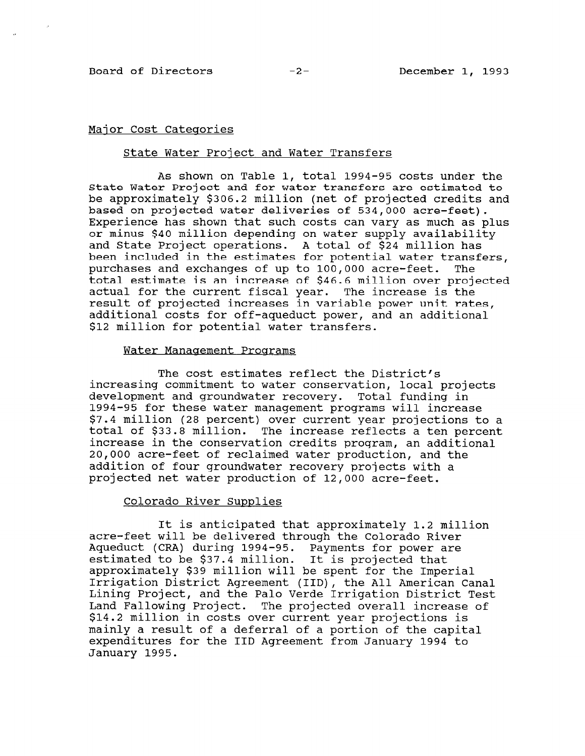## Major Cost Categories

### State Water Project and Water Transfers

As shown on Table 1, total 1994-95 costs under the State Water Project and for water transfers are estimated to be approximately $306.2 million (net of projected credits and based on projected water deliveries of 534,000 acre-feet). Experience has shown that such costs can vary as much as plus or minus $40 million depending on water supply availability and State Project operations. A total of $24 million has been included in the estimates for potential water transfers, purchases and exchanges of up to 100,000 acre-feet. The total estimate is an increase of $46.6 million over projected actual for the current fiscal year. The increase is the result of projected increases in variable power unit rates, additional costs for off-aqueduct power, and an additional $12 million for potential water transfers.

### Water Management Programs

The cost estimates reflect the District's increasing commitment to water conservation, local projects development and groundwater recovery. Total funding in 1994-95 for these water management programs will increase $7.4 million (28 percent) over current year projections to a total of $33.8 million. The increase reflects a ten percent increase in the conservation credits program, an additional 20,000 acre-feet of reclaimed water production, and the addition of four groundwater recovery projects with a projected net water production of 12,000 acre-feet.

### Colorado River Supplies

It is anticipated that approximately 1.2 million acre-feet will be delivered through the Colorado River Aqueduct (CRA) during 1994-95. Payments for power are estimated to be $37.4 million. It is projected that approximately $39 million will be spent for the Imperial Irrigation District Agreement (IID), the All American Canal Lining Project, and the Palo Verde Irrigation District Test Land Fallowing Project. The projected overall increase of $14.2 million in costs over current year projections is mainly a result of a deferral of a portion of the capital expenditures for the IID Agreement from January 1994 to January 1995.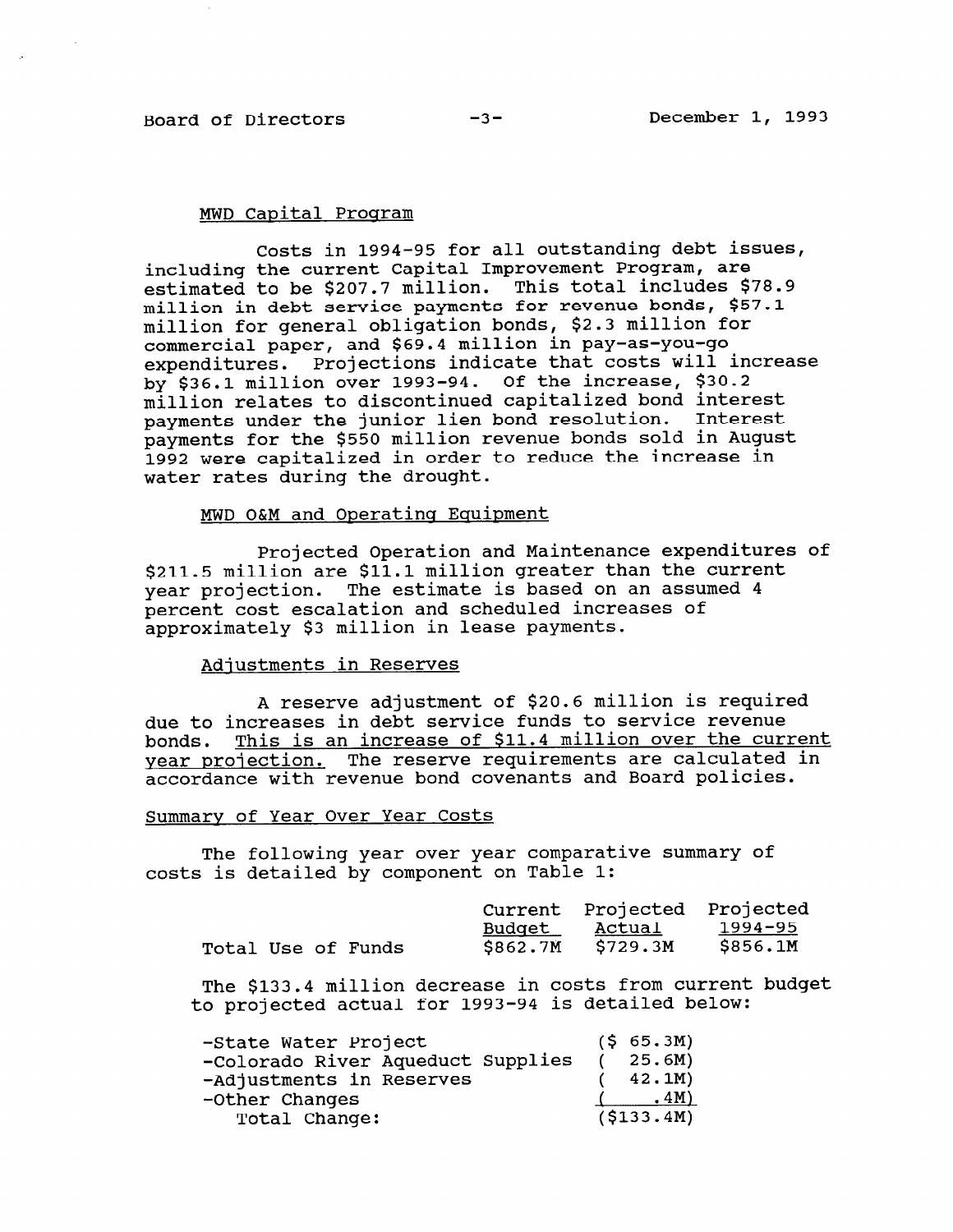## MWD Capital Program

Costs in 1994-95 for all outstanding debt issues, including the current Capital Improvement Program, are estimated to be $207.7 million. This total includes $78.9 million in debt service payments for revenue bonds, $57.1 million for general obligation bonds, $2.3 million for commercial paper, and $69.4 million in pay-as-you-go expenditures. Projections indicate that costs will increase by $36.1 million over 1993-94. Of the increase, $30.2 million relates to discontinued capitalized bond interest payments under the junior lien bond resolution. Interest payments for the $550 million revenue bonds sold in August 1992 were capitalized in order to reduce the increase in water rates during the drought.

## MWD O&M and Operating Equipment

Projected Operation and Maintenance expenditures of $211.5 million are $11.1 million greater than the current year projection. The estimate is based on an assumed 4 percent cost escalation and scheduled increases of approximately $3 million in lease payments.

## Adjustments in Reserves

A reserve adjustment of $20.6 million is required due to increases in debt service funds to service revenue bonds. This is an increase of $11.4 million over the current year projection. The reserve requirements are calculated in accordance with revenue bond covenants and Board policies.

## Summary of Year Over Year Costs

The following year over year comparative summary of costs is detailed by component on Table 1:

| | Current Budget | Projected Actual | Projected 1994-95 |
|---|---|---|---|
| Total Use of Funds | $862.7M | $729.3M | $856.1M |

The $133.4 million decrease in costs from current budget to projected actual for 1993-94 is detailed below:

| | |
|---|---|
| -State Water Project | ($ 65.3M) |
| -Colorado River Aqueduct Supplies | ( 25.6M) |
| -Adjustments in Reserves | ( 42.1M) |
| -Other Changes | ( .4M) |
| Total Change: | ($133.4M) |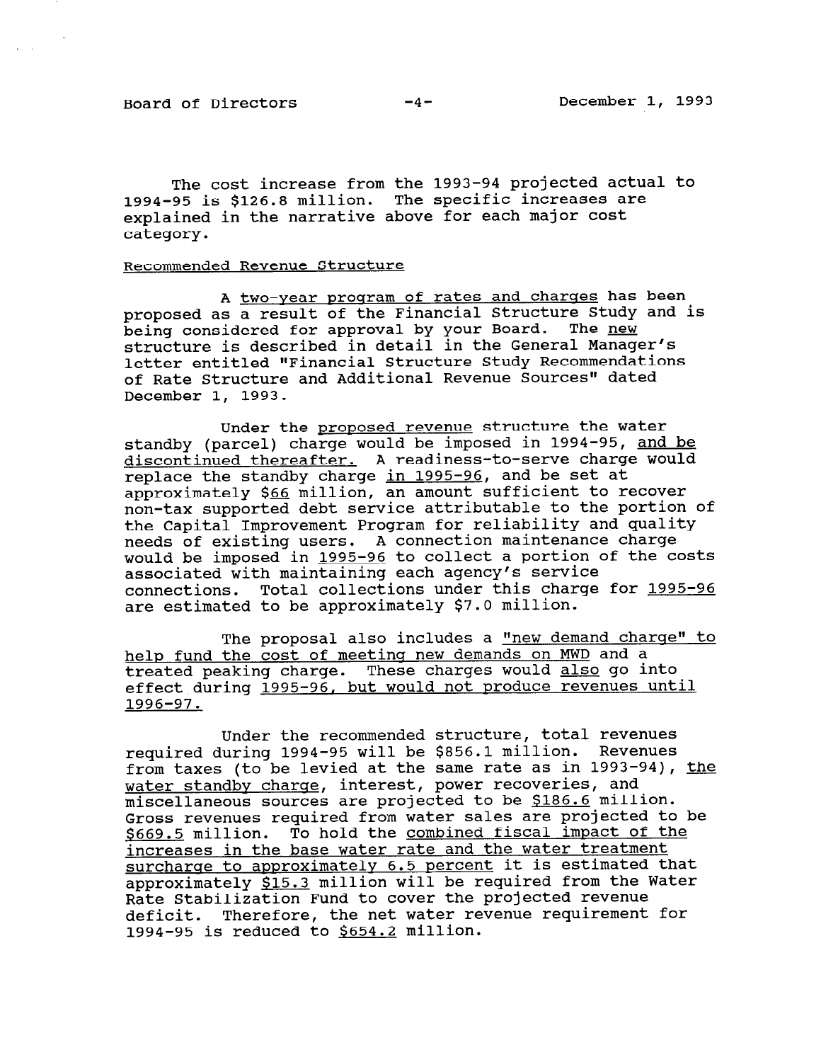The cost increase from the 1993-94 projected actual to 1994-95 is $126.8 million. The specific increases are explained in the narrative above for each major cost category.

Recommended Revenue Structure

A two-year program of rates and charges has been proposed as a result of the Financial Structure Study and is being considered for approval by your Board. The new structure is described in detail in the General Manager's letter entitled "Financial Structure Study Recommendations of Rate Structure and Additional Revenue Sources" dated December 1, 1993.

Under the proposed revenue structure the water standby (parcel) charge would be imposed in 1994-95, and be discontinued thereafter. A readiness-to-serve charge would replace the standby charge in 1995-96, and be set at approximately $66 million, an amount sufficient to recover non-tax supported debt service attributable to the portion of the Capital Improvement Program for reliability and quality needs of existing users. A connection maintenance charge would be imposed in 1995-96 to collect a portion of the costs associated with maintaining each agency's service connections. Total collections under this charge for 1995-96 are estimated to be approximately $7.0 million.

The proposal also includes a "new demand charge" to help fund the cost of meeting new demands on MWD and a treated peaking charge. These charges would also go into effect during 1995-96, but would not produce revenues until 1996-97.

Under the recommended structure, total revenues required during 1994-95 will be $856.1 million. Revenues from taxes (to be levied at the same rate as in 1993-94), the water standby charge, interest, power recoveries, and miscellaneous sources are projected to be $186.6 million. Gross revenues required from water sales are projected to be $669.5 million. To hold the combined fiscal impact of the increases in the base water rate and the water treatment surcharge to approximately 6.5 percent it is estimated that approximately $15.3 million will be required from the Water Rate Stabilization Fund to cover the projected revenue deficit. Therefore, the net water revenue requirement for 1994-95 is reduced to $654.2 million.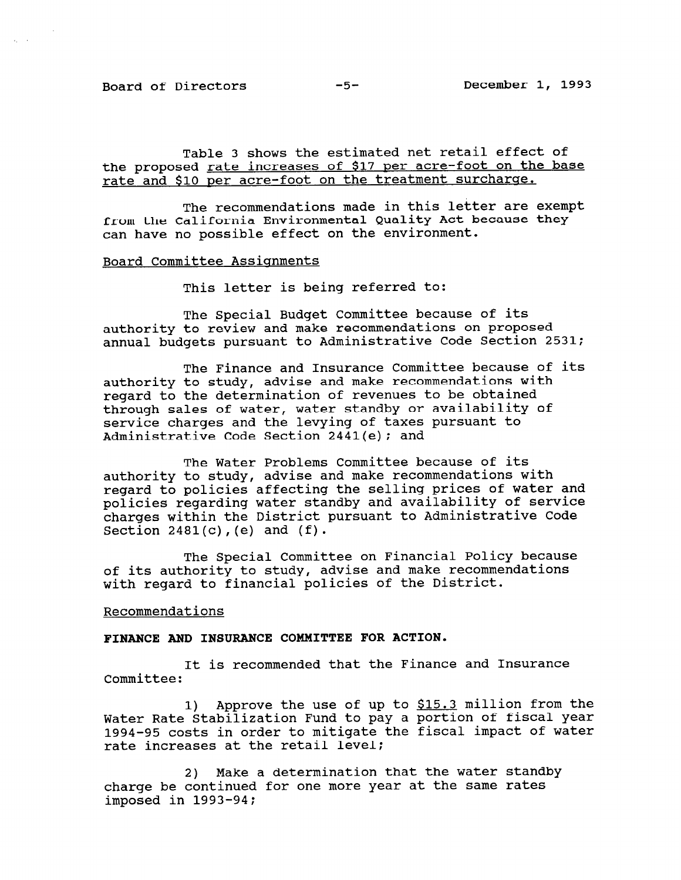Table 3 shows the estimated net retail effect of the proposed rate increases of $17 per acre-foot on the base rate and $10 per acre-foot on the treatment surcharge.

The recommendations made in this letter are exempt from the California Environmental Quality Act because they can have no possible effect on the environment.

Board Committee Assignments

This letter is being referred to:

The Special Budget Committee because of its authority to review and make recommendations on proposed annual budgets pursuant to Administrative Code Section 2531;

The Finance and Insurance Committee because of its authority to study, advise and make recommendations with regard to the determination of revenues to be obtained through sales of water, water standby or availability of service charges and the levying of taxes pursuant to Administrative Code Section 2441(e); and

The Water Problems Committee because of its authority to study, advise and make recommendations with regard to policies affecting the selling prices of water and policies regarding water standby and availability of service charges within the District pursuant to Administrative Code Section 2481(c),(e) and (f).

The Special Committee on Financial Policy because of its authority to study, advise and make recommendations with regard to financial policies of the District.

Recommendations

**FINANCE AND INSURANCE COMMITTEE FOR ACTION.**

It is recommended that the Finance and Insurance Committee:

1) Approve the use of up to $15.3 million from the Water Rate Stabilization Fund to pay a portion of fiscal year 1994-95 costs in order to mitigate the fiscal impact of water rate increases at the retail level;

2) Make a determination that the water standby charge be continued for one more year at the same rates imposed in 1993-94;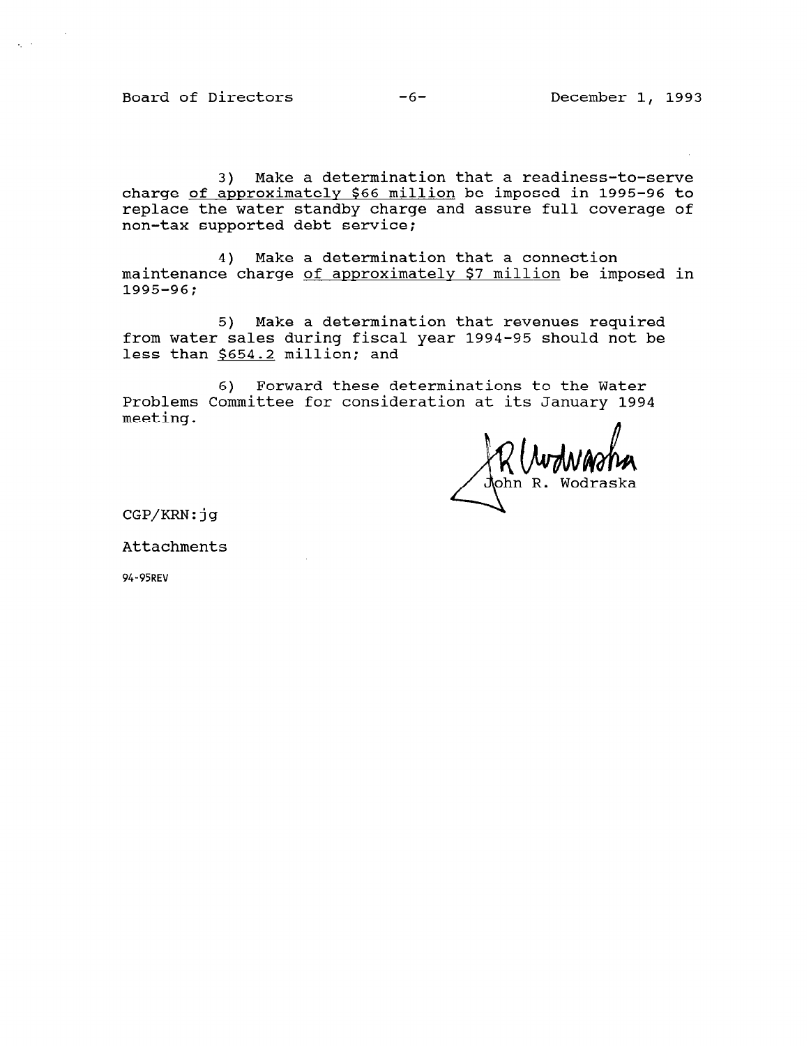3) Make a determination that a readiness-to-serve charge of approximately $66 million be imposed in 1995-96 to replace the water standby charge and assure full coverage of non-tax supported debt service;

4) Make a determination that a connection maintenance charge of approximately $7 million be imposed in 1995-96;

5) Make a determination that revenues required from water sales during fiscal year 1994-95 should not be less than $654.2 million; and

6) Forward these determinations to the Water Problems Committee for consideration at its January 1994 meeting.

John R. Wodraska

CGP/KRN:jg

Attachments

94-95REV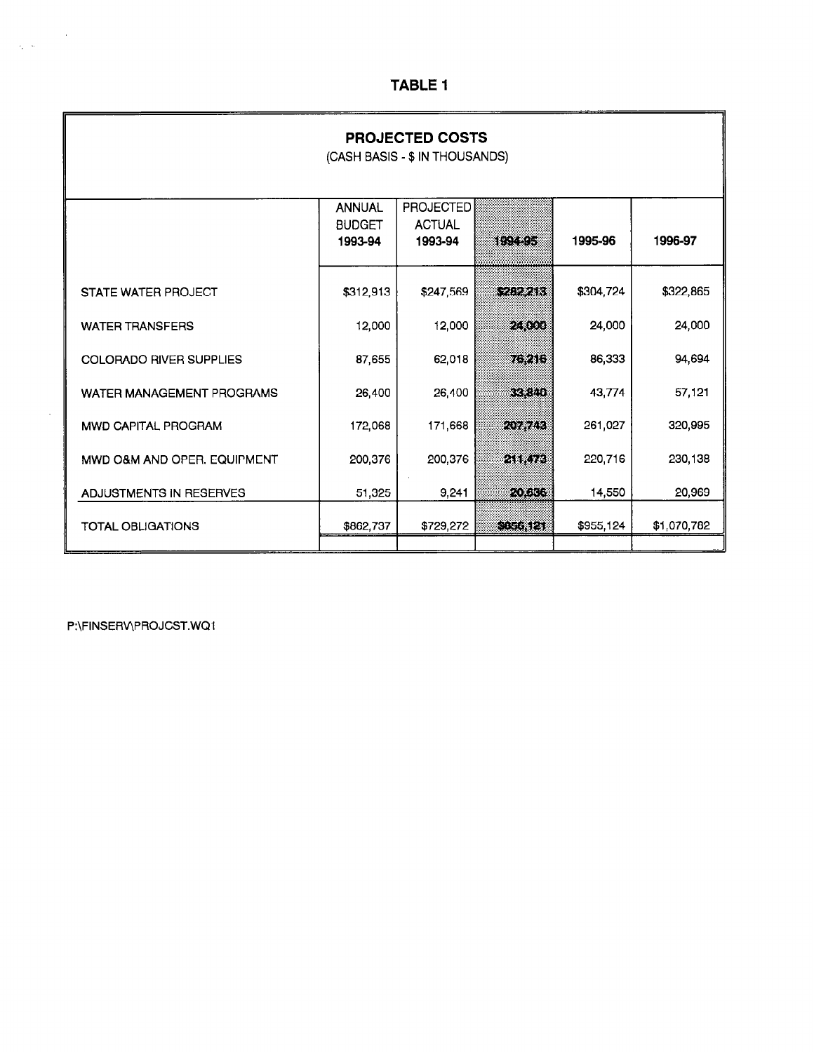## TABLE 1

| PROJECTED COSTS (CASH BASIS - $ IN THOUSANDS) | | | | | |
|---|---|---|---|---|---|
| | ANNUAL BUDGET 1993-94 | PROJECTED ACTUAL 1993-94 | 1994-95 | 1995-96 | 1996-97 |
| STATE WATER PROJECT | $312,913 | $247,569 | $282,213 | $304,724 | $322,865 |
| WATER TRANSFERS | 12,000 | 12,000 | 24,000 | 24,000 | 24,000 |
| COLORADO RIVER SUPPLIES | 87,655 | 62,018 | 76,216 | 86,333 | 94,694 |
| WATER MANAGEMENT PROGRAMS | 26,400 | 26,400 | 33,840 | 43,774 | 57,121 |
| MWD CAPITAL PROGRAM | 172,068 | 171,668 | 207,743 | 261,027 | 320,995 |
| MWD O&M AND OPER. EQUIPMENT | 200,376 | 200,376 | 211,473 | 220,716 | 230,138 |
| ADJUSTMENTS IN RESERVES | 51,325 | 9,241 | 20,636 | 14,550 | 20,969 |
| TOTAL OBLIGATIONS | $862,737 | $729,272 | $856,121 | $955,124 | $1,070,782 |

P:\FINSERV\PROJCST.WQ1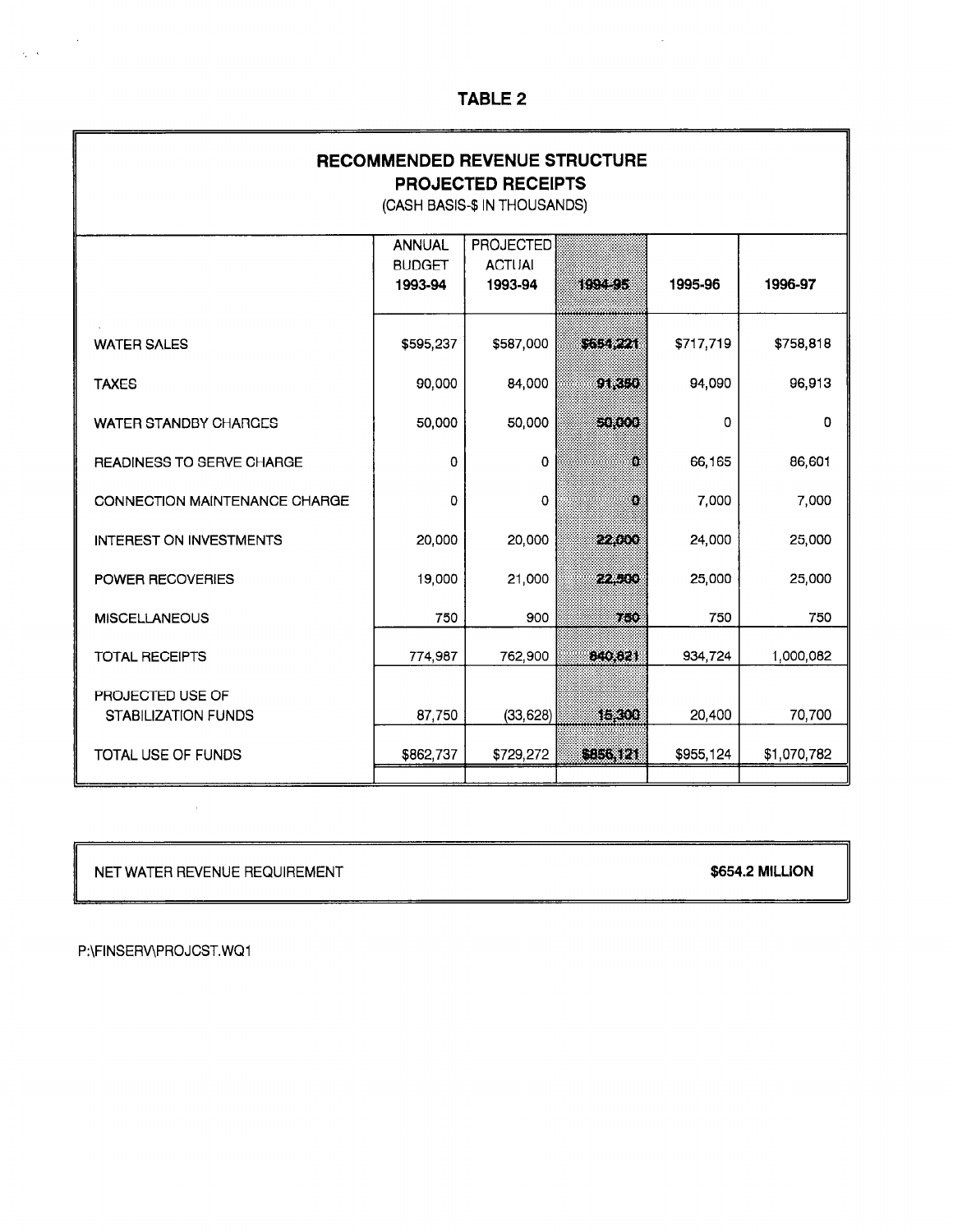# TABLE 2

## RECOMMENDED REVENUE STRUCTURE
## PROJECTED RECEIPTS
(CASH BASIS-$ IN THOUSANDS)

| | ANNUAL BUDGET 1993-94 | PROJECTED ACTUAL 1993-94 | 1994-95 | 1995-96 | 1996-97 |
|---|---|---|---|---|---|
| WATER SALES | $595,237 | $587,000 | $654,221 | $717,719 | $758,818 |
| TAXES | 90,000 | 84,000 | 91,350 | 94,090 | 96,913 |
| WATER STANDBY CHARGES | 50,000 | 50,000 | 50,000 | 0 | 0 |
| READINESS TO SERVE CHARGE | 0 | 0 | 0 | 66,165 | 86,601 |
| CONNECTION MAINTENANCE CHARGE | 0 | 0 | 0 | 7,000 | 7,000 |
| INTEREST ON INVESTMENTS | 20,000 | 20,000 | 22,000 | 24,000 | 25,000 |
| POWER RECOVERIES | 19,000 | 21,000 | 22,500 | 25,000 | 25,000 |
| MISCELLANEOUS | 750 | 900 | 750 | 750 | 750 |
| TOTAL RECEIPTS | 774,987 | 762,900 | 840,821 | 934,724 | 1,000,082 |
| PROJECTED USE OF STABILIZATION FUNDS | 87,750 | (33,628) | 15,300 | 20,400 | 70,700 |
| TOTAL USE OF FUNDS | $862,737 | $729,272 | $856,121 | $955,124 | $1,070,782 |

NET WATER REVENUE REQUIREMENT **$654.2 MILLION**

P:\FINSERV\PROJCST.WQ1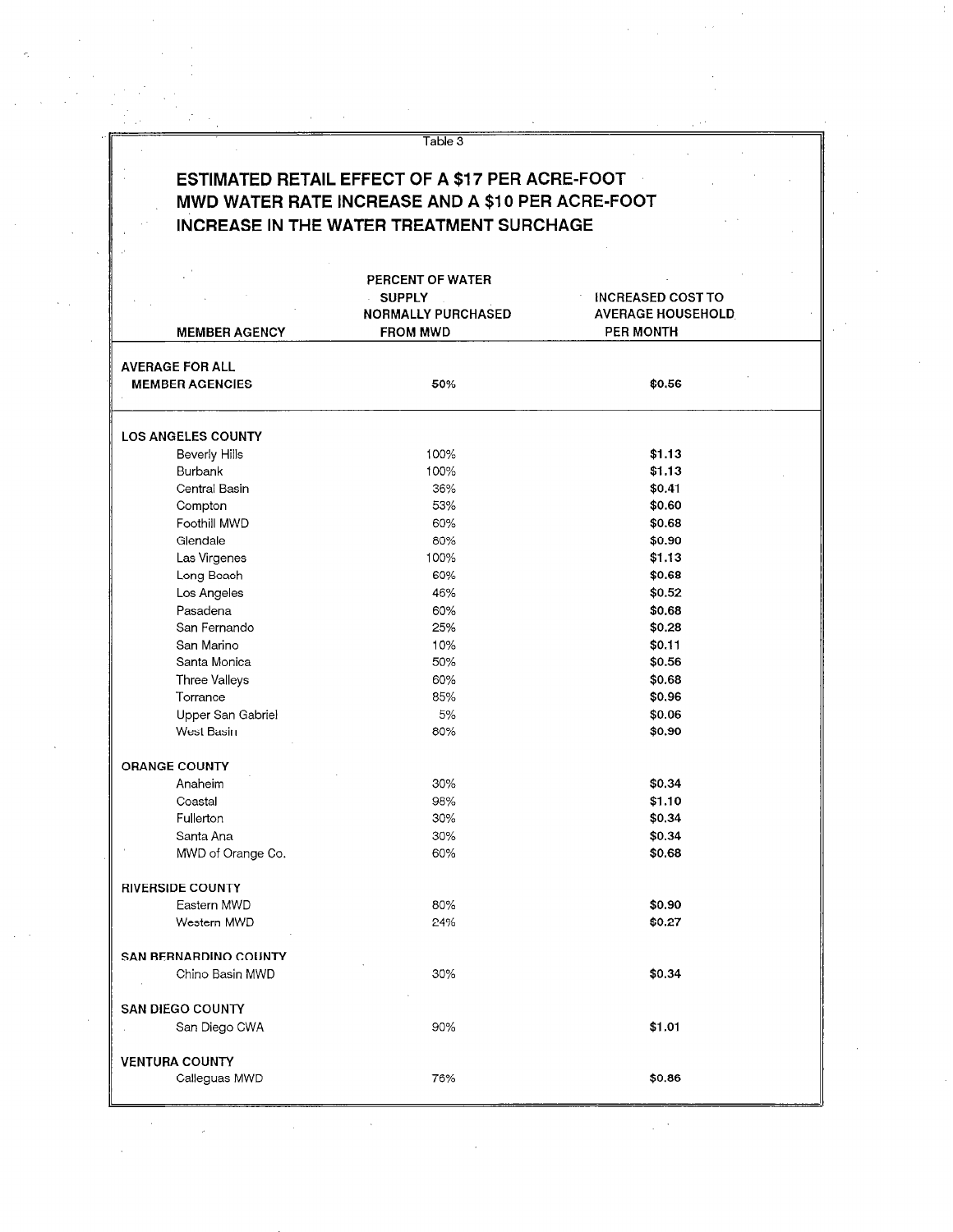Table 3

# ESTIMATED RETAIL EFFECT OF A $17 PER ACRE-FOOT MWD WATER RATE INCREASE AND A $10 PER ACRE-FOOT INCREASE IN THE WATER TREATMENT SURCHAGE

| MEMBER AGENCY | PERCENT OF WATER SUPPLY NORMALLY PURCHASED FROM MWD | INCREASED COST TO AVERAGE HOUSEHOLD PER MONTH |
|---|---|---|
| **AVERAGE FOR ALL MEMBER AGENCIES** | 50% | **$0.56** |
| **LOS ANGELES COUNTY** | | |
| Beverly Hills | 100% | **$1.13** |
| Burbank | 100% | **$1.13** |
| Central Basin | 36% | **$0.41** |
| Compton | 53% | **$0.60** |
| Foothill MWD | 60% | **$0.68** |
| Glendale | 80% | **$0.90** |
| Las Virgenes | 100% | **$1.13** |
| Long Beach | 60% | **$0.68** |
| Los Angeles | 46% | **$0.52** |
| Pasadena | 60% | **$0.68** |
| San Fernando | 25% | **$0.28** |
| San Marino | 10% | **$0.11** |
| Santa Monica | 50% | **$0.56** |
| Three Valleys | 60% | **$0.68** |
| Torrance | 85% | **$0.96** |
| Upper San Gabriel | 5% | **$0.06** |
| West Basin | 80% | **$0.90** |
| **ORANGE COUNTY** | | |
| Anaheim | 30% | **$0.34** |
| Coastal | 98% | **$1.10** |
| Fullerton | 30% | **$0.34** |
| Santa Ana | 30% | **$0.34** |
| MWD of Orange Co. | 60% | **$0.68** |
| **RIVERSIDE COUNTY** | | |
| Eastern MWD | 80% | **$0.90** |
| Western MWD | 24% | **$0.27** |
| **SAN BERNARDINO COUNTY** | | |
| Chino Basin MWD | 30% | **$0.34** |
| **SAN DIEGO COUNTY** | | |
| San Diego CWA | 90% | **$1.01** |
| **VENTURA COUNTY** | | |
| Calleguas MWD | 76% | **$0.86** |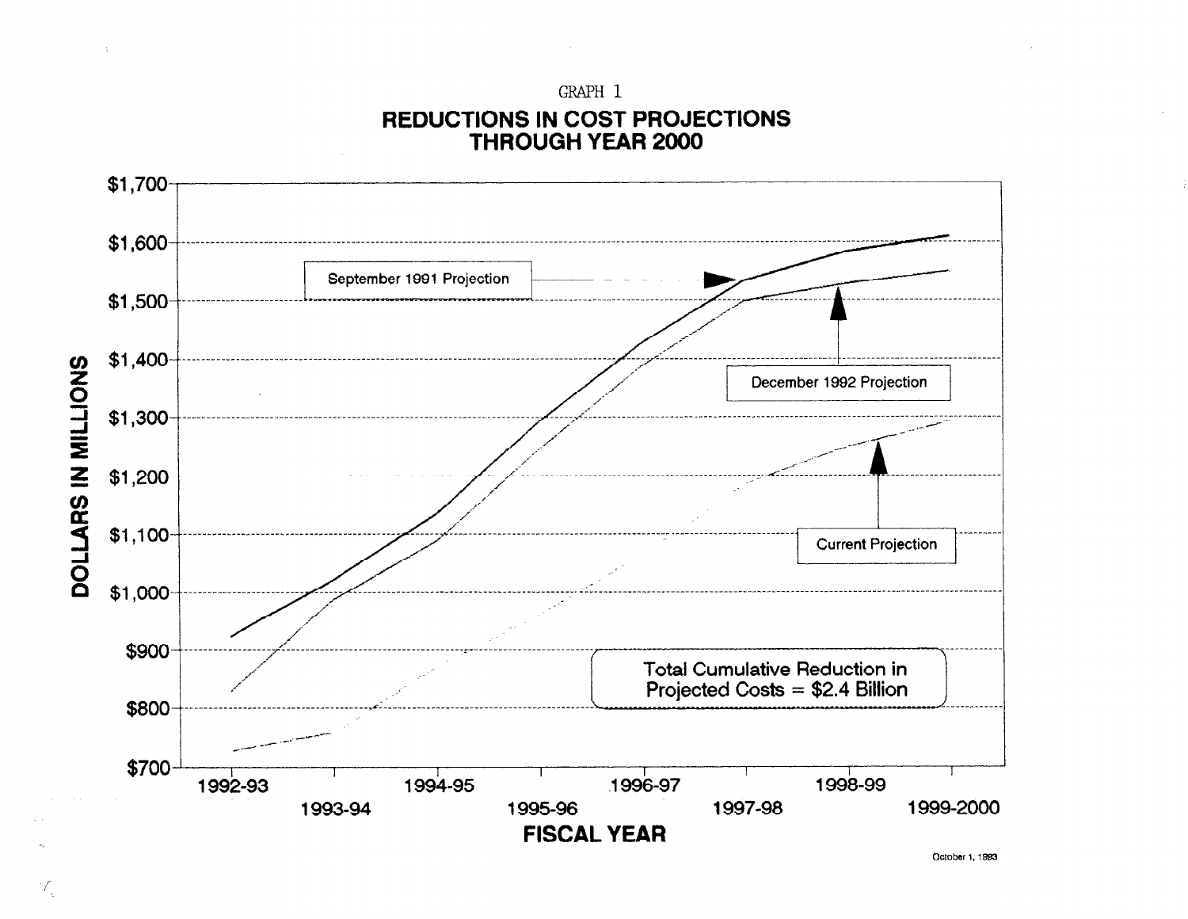GRAPH 1

## REDUCTIONS IN COST PROJECTIONS THROUGH YEAR 2000

DOLLARS IN MILLIONS

$1,700
$1,600
$1,500
$1,400
$1,300
$1,200
$1,100
$1,000
$900
$800
$700

September 1991 Projection

December 1992 Projection

Current Projection

Total Cumulative Reduction in Projected Costs = $2.4 Billion

1992-93
1993-94
1994-95
1995-96
1996-97
1997-98
1998-99
1999-2000

FISCAL YEAR

October 1, 1993